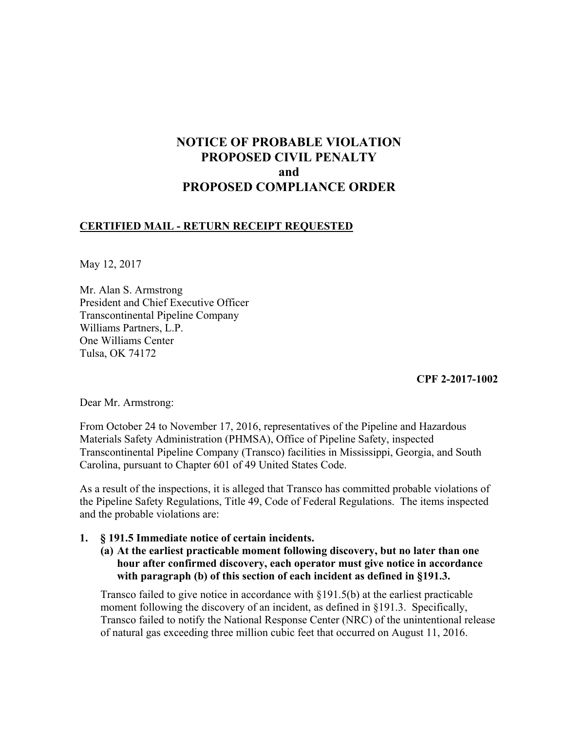# NOTICE OF PROBABLE VIOLATION
# PROPOSED CIVIL PENALTY
# and
# PROPOSED COMPLIANCE ORDER

**CERTIFIED MAIL - RETURN RECEIPT REQUESTED**

May 12, 2017

Mr. Alan S. Armstrong
President and Chief Executive Officer
Transcontinental Pipeline Company
Williams Partners, L.P.
One Williams Center
Tulsa, OK 74172

**CPF 2-2017-1002**

Dear Mr. Armstrong:

From October 24 to November 17, 2016, representatives of the Pipeline and Hazardous Materials Safety Administration (PHMSA), Office of Pipeline Safety, inspected Transcontinental Pipeline Company (Transco) facilities in Mississippi, Georgia, and South Carolina, pursuant to Chapter 601 of 49 United States Code.

As a result of the inspections, it is alleged that Transco has committed probable violations of the Pipeline Safety Regulations, Title 49, Code of Federal Regulations. The items inspected and the probable violations are:

1. **§ 191.5 Immediate notice of certain incidents.**
   **(a) At the earliest practicable moment following discovery, but no later than one hour after confirmed discovery, each operator must give notice in accordance with paragraph (b) of this section of each incident as defined in §191.3.**

   Transco failed to give notice in accordance with §191.5(b) at the earliest practicable moment following the discovery of an incident, as defined in §191.3. Specifically, Transco failed to notify the National Response Center (NRC) of the unintentional release of natural gas exceeding three million cubic feet that occurred on August 11, 2016.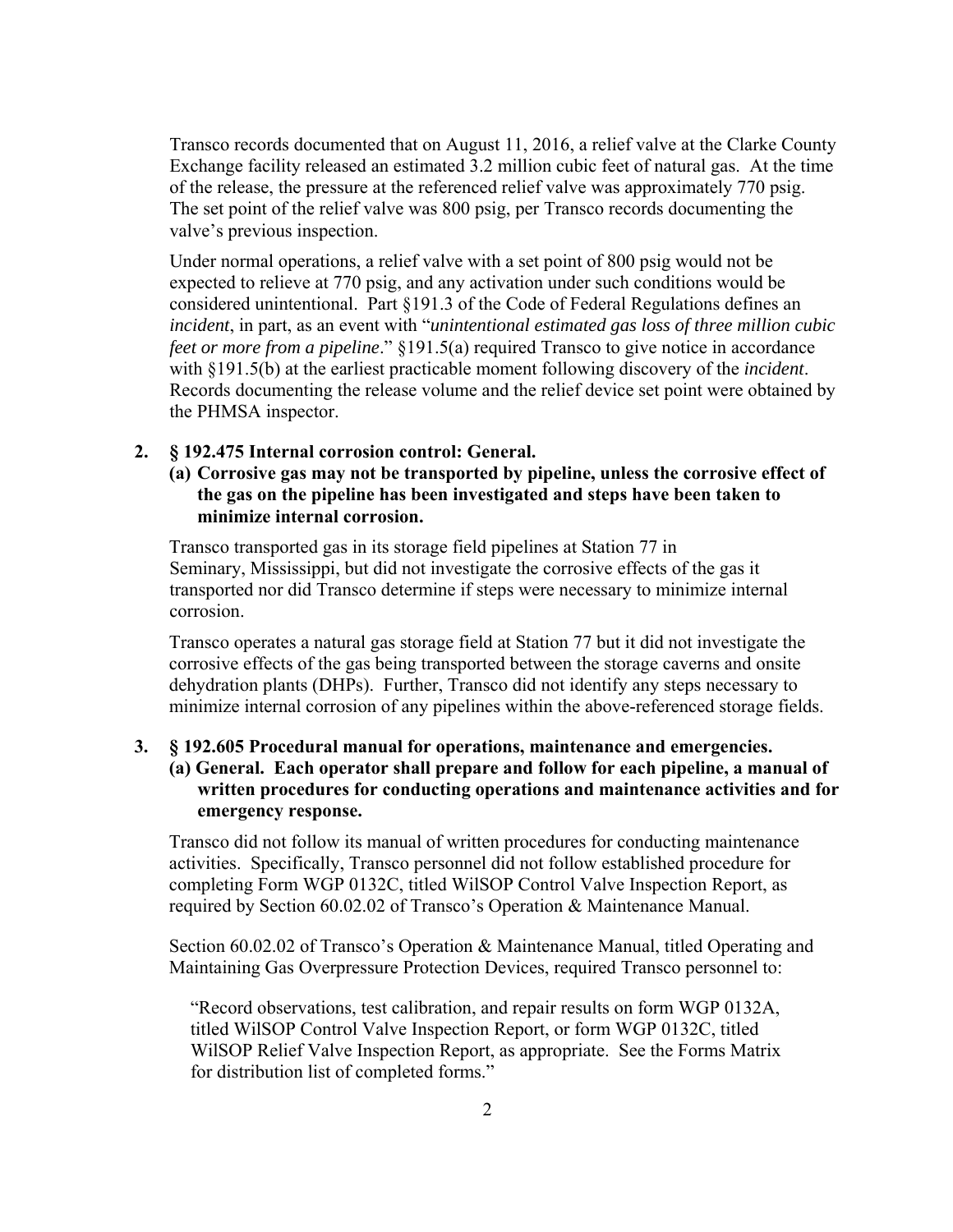Transco records documented that on August 11, 2016, a relief valve at the Clarke County Exchange facility released an estimated 3.2 million cubic feet of natural gas. At the time of the release, the pressure at the referenced relief valve was approximately 770 psig. The set point of the relief valve was 800 psig, per Transco records documenting the valve's previous inspection.

Under normal operations, a relief valve with a set point of 800 psig would not be expected to relieve at 770 psig, and any activation under such conditions would be considered unintentional. Part §191.3 of the Code of Federal Regulations defines an *incident*, in part, as an event with "*unintentional estimated gas loss of three million cubic feet or more from a pipeline*." §191.5(a) required Transco to give notice in accordance with §191.5(b) at the earliest practicable moment following discovery of the *incident*. Records documenting the release volume and the relief device set point were obtained by the PHMSA inspector.

**2. § 192.475 Internal corrosion control: General.**

**(a) Corrosive gas may not be transported by pipeline, unless the corrosive effect of the gas on the pipeline has been investigated and steps have been taken to minimize internal corrosion.**

Transco transported gas in its storage field pipelines at Station 77 in Seminary, Mississippi, but did not investigate the corrosive effects of the gas it transported nor did Transco determine if steps were necessary to minimize internal corrosion.

Transco operates a natural gas storage field at Station 77 but it did not investigate the corrosive effects of the gas being transported between the storage caverns and onsite dehydration plants (DHPs). Further, Transco did not identify any steps necessary to minimize internal corrosion of any pipelines within the above-referenced storage fields.

**3. § 192.605 Procedural manual for operations, maintenance and emergencies.**

**(a) General. Each operator shall prepare and follow for each pipeline, a manual of written procedures for conducting operations and maintenance activities and for emergency response.**

Transco did not follow its manual of written procedures for conducting maintenance activities. Specifically, Transco personnel did not follow established procedure for completing Form WGP 0132C, titled WilSOP Control Valve Inspection Report, as required by Section 60.02.02 of Transco's Operation & Maintenance Manual.

Section 60.02.02 of Transco's Operation & Maintenance Manual, titled Operating and Maintaining Gas Overpressure Protection Devices, required Transco personnel to:

> "Record observations, test calibration, and repair results on form WGP 0132A, titled WilSOP Control Valve Inspection Report, or form WGP 0132C, titled WilSOP Relief Valve Inspection Report, as appropriate. See the Forms Matrix for distribution list of completed forms."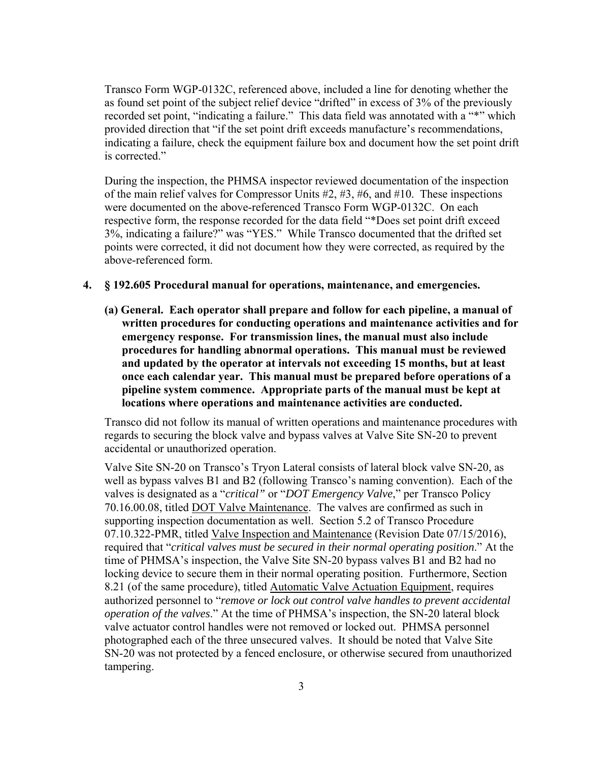Transco Form WGP-0132C, referenced above, included a line for denoting whether the as found set point of the subject relief device "drifted" in excess of 3% of the previously recorded set point, "indicating a failure." This data field was annotated with a "*" which provided direction that "if the set point drift exceeds manufacture's recommendations, indicating a failure, check the equipment failure box and document how the set point drift is corrected."

During the inspection, the PHMSA inspector reviewed documentation of the inspection of the main relief valves for Compressor Units #2, #3, #6, and #10. These inspections were documented on the above-referenced Transco Form WGP-0132C. On each respective form, the response recorded for the data field "*Does set point drift exceed 3%, indicating a failure?" was "YES." While Transco documented that the drifted set points were corrected, it did not document how they were corrected, as required by the above-referenced form.

**4. § 192.605 Procedural manual for operations, maintenance, and emergencies.**

**(a) General. Each operator shall prepare and follow for each pipeline, a manual of written procedures for conducting operations and maintenance activities and for emergency response. For transmission lines, the manual must also include procedures for handling abnormal operations. This manual must be reviewed and updated by the operator at intervals not exceeding 15 months, but at least once each calendar year. This manual must be prepared before operations of a pipeline system commence. Appropriate parts of the manual must be kept at locations where operations and maintenance activities are conducted.**

Transco did not follow its manual of written operations and maintenance procedures with regards to securing the block valve and bypass valves at Valve Site SN-20 to prevent accidental or unauthorized operation.

Valve Site SN-20 on Transco's Tryon Lateral consists of lateral block valve SN-20, as well as bypass valves B1 and B2 (following Transco's naming convention). Each of the valves is designated as a "*critical"* or "*DOT Emergency Valve*," per Transco Policy 70.16.00.08, titled DOT Valve Maintenance. The valves are confirmed as such in supporting inspection documentation as well. Section 5.2 of Transco Procedure 07.10.322-PMR, titled Valve Inspection and Maintenance (Revision Date 07/15/2016), required that "*critical valves must be secured in their normal operating position*." At the time of PHMSA's inspection, the Valve Site SN-20 bypass valves B1 and B2 had no locking device to secure them in their normal operating position. Furthermore, Section 8.21 (of the same procedure), titled Automatic Valve Actuation Equipment, requires authorized personnel to "*remove or lock out control valve handles to prevent accidental operation of the valves*." At the time of PHMSA's inspection, the SN-20 lateral block valve actuator control handles were not removed or locked out. PHMSA personnel photographed each of the three unsecured valves. It should be noted that Valve Site SN-20 was not protected by a fenced enclosure, or otherwise secured from unauthorized tampering.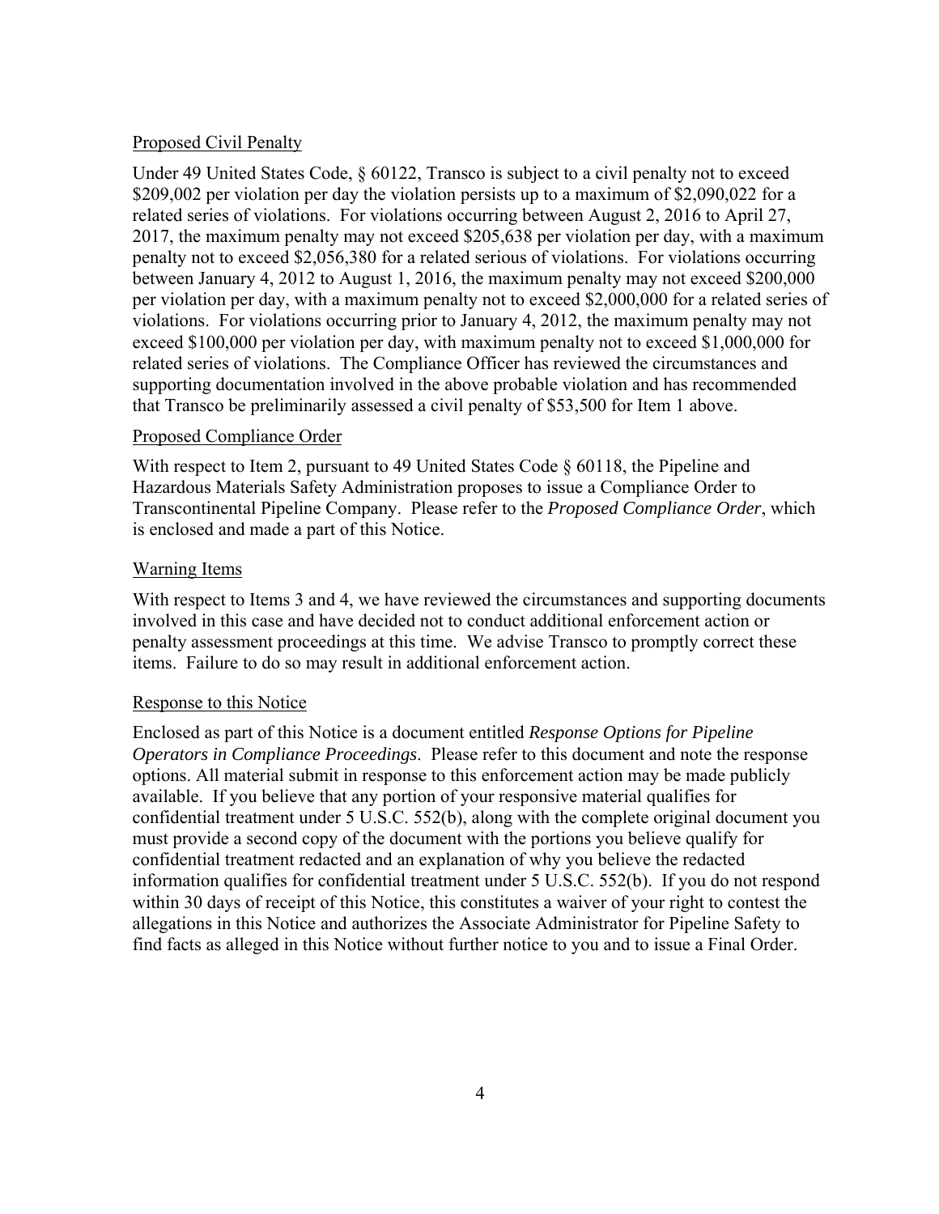## Proposed Civil Penalty

Under 49 United States Code, § 60122, Transco is subject to a civil penalty not to exceed $209,002 per violation per day the violation persists up to a maximum of $2,090,022 for a related series of violations. For violations occurring between August 2, 2016 to April 27, 2017, the maximum penalty may not exceed $205,638 per violation per day, with a maximum penalty not to exceed $2,056,380 for a related serious of violations. For violations occurring between January 4, 2012 to August 1, 2016, the maximum penalty may not exceed $200,000 per violation per day, with a maximum penalty not to exceed $2,000,000 for a related series of violations. For violations occurring prior to January 4, 2012, the maximum penalty may not exceed $100,000 per violation per day, with maximum penalty not to exceed $1,000,000 for related series of violations. The Compliance Officer has reviewed the circumstances and supporting documentation involved in the above probable violation and has recommended that Transco be preliminarily assessed a civil penalty of $53,500 for Item 1 above.

## Proposed Compliance Order

With respect to Item 2, pursuant to 49 United States Code § 60118, the Pipeline and Hazardous Materials Safety Administration proposes to issue a Compliance Order to Transcontinental Pipeline Company. Please refer to the *Proposed Compliance Order*, which is enclosed and made a part of this Notice.

## Warning Items

With respect to Items 3 and 4, we have reviewed the circumstances and supporting documents involved in this case and have decided not to conduct additional enforcement action or penalty assessment proceedings at this time. We advise Transco to promptly correct these items. Failure to do so may result in additional enforcement action.

## Response to this Notice

Enclosed as part of this Notice is a document entitled *Response Options for Pipeline Operators in Compliance Proceedings*. Please refer to this document and note the response options. All material submit in response to this enforcement action may be made publicly available. If you believe that any portion of your responsive material qualifies for confidential treatment under 5 U.S.C. 552(b), along with the complete original document you must provide a second copy of the document with the portions you believe qualify for confidential treatment redacted and an explanation of why you believe the redacted information qualifies for confidential treatment under 5 U.S.C. 552(b). If you do not respond within 30 days of receipt of this Notice, this constitutes a waiver of your right to contest the allegations in this Notice and authorizes the Associate Administrator for Pipeline Safety to find facts as alleged in this Notice without further notice to you and to issue a Final Order.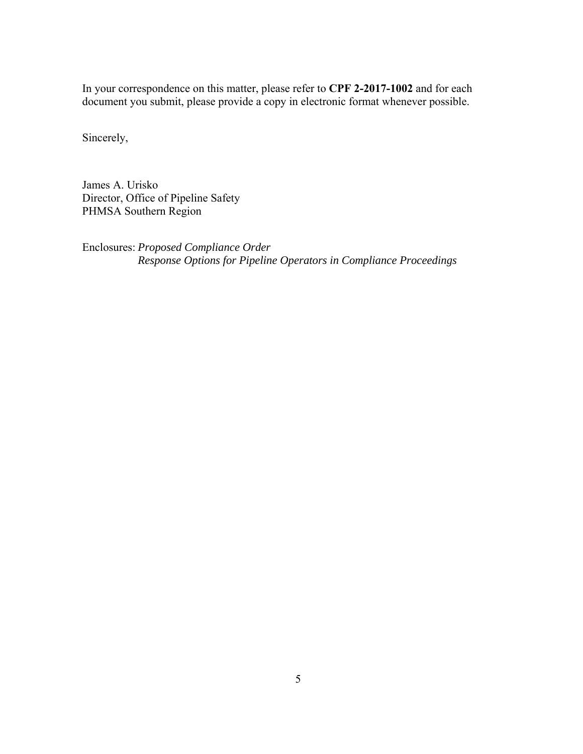In your correspondence on this matter, please refer to **CPF 2-2017-1002** and for each document you submit, please provide a copy in electronic format whenever possible.

Sincerely,

James A. Urisko
Director, Office of Pipeline Safety
PHMSA Southern Region

Enclosures: *Proposed Compliance Order*
*Response Options for Pipeline Operators in Compliance Proceedings*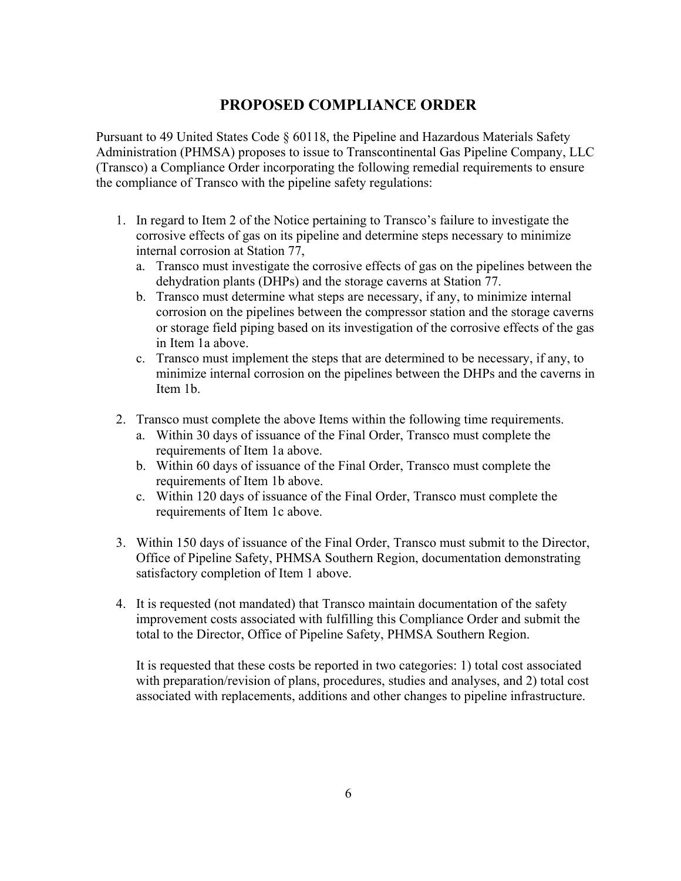## PROPOSED COMPLIANCE ORDER

Pursuant to 49 United States Code § 60118, the Pipeline and Hazardous Materials Safety Administration (PHMSA) proposes to issue to Transcontinental Gas Pipeline Company, LLC (Transco) a Compliance Order incorporating the following remedial requirements to ensure the compliance of Transco with the pipeline safety regulations:

1. In regard to Item 2 of the Notice pertaining to Transco's failure to investigate the corrosive effects of gas on its pipeline and determine steps necessary to minimize internal corrosion at Station 77,
   a. Transco must investigate the corrosive effects of gas on the pipelines between the dehydration plants (DHPs) and the storage caverns at Station 77.
   b. Transco must determine what steps are necessary, if any, to minimize internal corrosion on the pipelines between the compressor station and the storage caverns or storage field piping based on its investigation of the corrosive effects of the gas in Item 1a above.
   c. Transco must implement the steps that are determined to be necessary, if any, to minimize internal corrosion on the pipelines between the DHPs and the caverns in Item 1b.

2. Transco must complete the above Items within the following time requirements.
   a. Within 30 days of issuance of the Final Order, Transco must complete the requirements of Item 1a above.
   b. Within 60 days of issuance of the Final Order, Transco must complete the requirements of Item 1b above.
   c. Within 120 days of issuance of the Final Order, Transco must complete the requirements of Item 1c above.

3. Within 150 days of issuance of the Final Order, Transco must submit to the Director, Office of Pipeline Safety, PHMSA Southern Region, documentation demonstrating satisfactory completion of Item 1 above.

4. It is requested (not mandated) that Transco maintain documentation of the safety improvement costs associated with fulfilling this Compliance Order and submit the total to the Director, Office of Pipeline Safety, PHMSA Southern Region.

   It is requested that these costs be reported in two categories: 1) total cost associated with preparation/revision of plans, procedures, studies and analyses, and 2) total cost associated with replacements, additions and other changes to pipeline infrastructure.